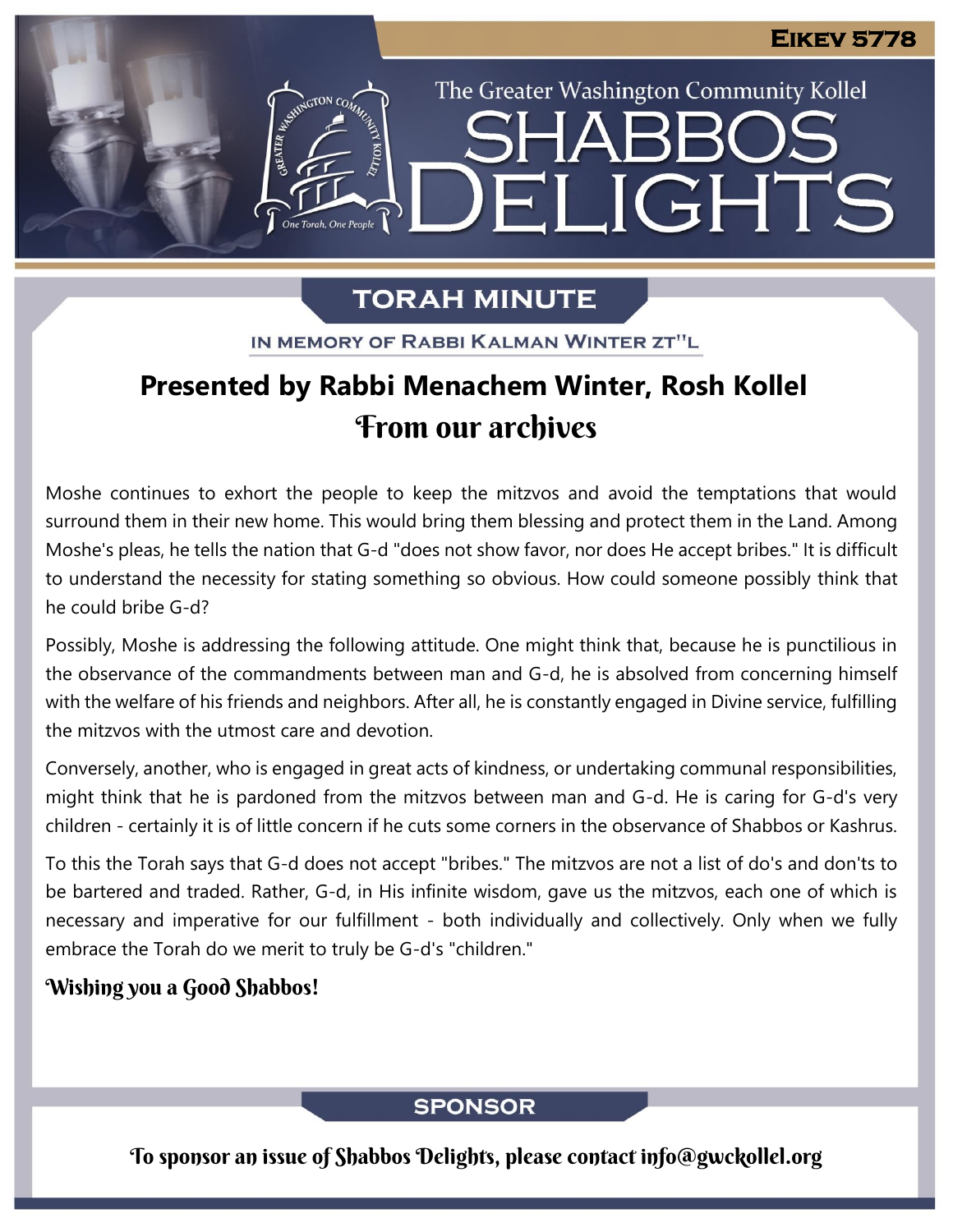Eikev 5778

The Greater Washington Community Kollel

# Shabbos Delights

## Torah Minute

In memory of Rabbi Kalman Winter zt"l

### Presented by Rabbi Menachem Winter, Rosh Kollel

### From our archives

Moshe continues to exhort the people to keep the mitzvos and avoid the temptations that would surround them in their new home. This would bring them blessing and protect them in the Land. Among Moshe's pleas, he tells the nation that G-d "does not show favor, nor does He accept bribes." It is difficult to understand the necessity for stating something so obvious. How could someone possibly think that he could bribe G-d?

Possibly, Moshe is addressing the following attitude. One might think that, because he is punctilious in the observance of the commandments between man and G-d, he is absolved from concerning himself with the welfare of his friends and neighbors. After all, he is constantly engaged in Divine service, fulfilling the mitzvos with the utmost care and devotion.

Conversely, another, who is engaged in great acts of kindness, or undertaking communal responsibilities, might think that he is pardoned from the mitzvos between man and G-d. He is caring for G-d's very children - certainly it is of little concern if he cuts some corners in the observance of Shabbos or Kashrus.

To this the Torah says that G-d does not accept "bribes." The mitzvos are not a list of do's and don'ts to be bartered and traded. Rather, G-d, in His infinite wisdom, gave us the mitzvos, each one of which is necessary and imperative for our fulfillment - both individually and collectively. Only when we fully embrace the Torah do we merit to truly be G-d's "children."

**Wishing you a Good Shabbos!**

## Sponsor

To sponsor an issue of Shabbos Delights, please contact info@gwckollel.org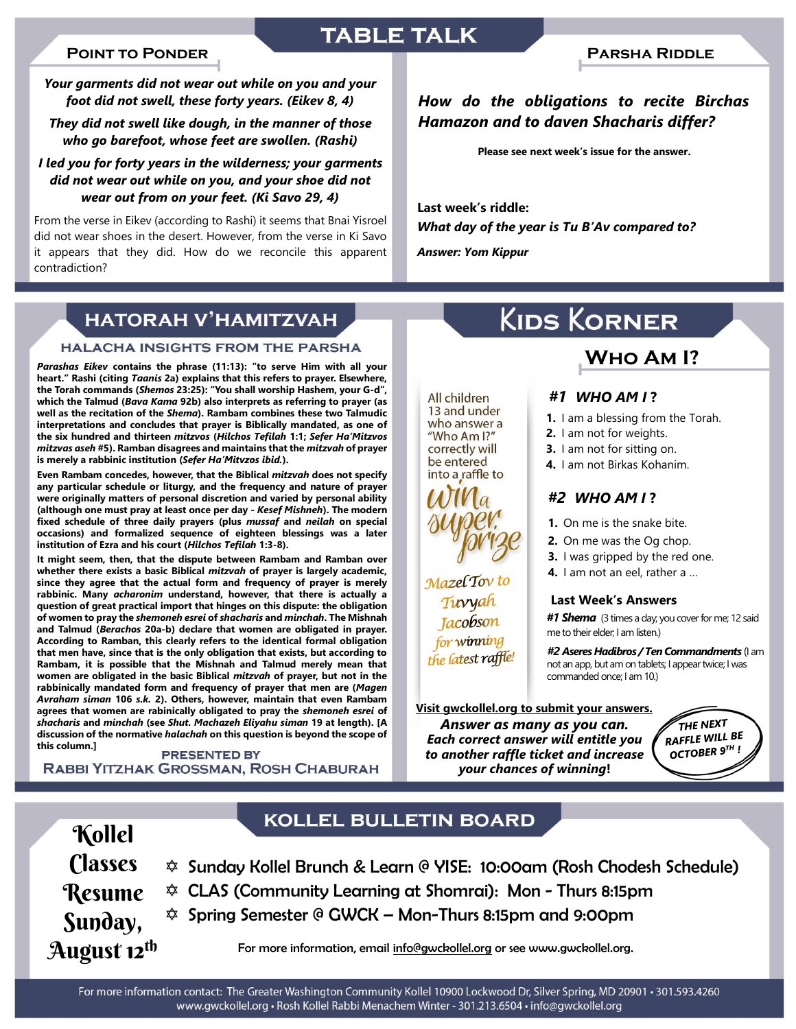# TABLE TALK

## Point to Ponder

***Your garments did not wear out while on you and your foot did not swell, these forty years. (Eikev 8, 4)***

***They did not swell like dough, in the manner of those who go barefoot, whose feet are swollen. (Rashi)***

***I led you for forty years in the wilderness; your garments did not wear out while on you, and your shoe did not wear out from on your feet. (Ki Savo 29, 4)***

From the verse in Eikev (according to Rashi) it seems that Bnai Yisroel did not wear shoes in the desert. However, from the verse in Ki Savo it appears that they did. How do we reconcile this apparent contradiction?

## Parsha Riddle

***How do the obligations to recite Birchas Hamazon and to daven Shacharis differ?***

**Please see next week's issue for the answer.**

**Last week's riddle:**

***What day of the year is Tu B'Av compared to?***

***Answer: Yom Kippur***

# HATORAH V'HAMITZVAH

## HALACHA INSIGHTS FROM THE PARSHA

**Parashas Eikev contains the phrase (11:13): "to serve Him with all your heart." Rashi (citing *Taanis* 2a) explains that this refers to prayer. Elsewhere, the Torah commands (*Shemos* 23:25): "You shall worship Hashem, your G-d", which the Talmud (*Bava Kama* 92b) also interprets as referring to prayer (as well as the recitation of the *Shema*). Rambam combines these two Talmudic interpretations and concludes that prayer is Biblically mandated, as one of the six hundred and thirteen *mitzvos* (*Hilchos Tefilah* 1:1; *Sefer Ha'Mitzvos mitzvas aseh* #5). Ramban disagrees and maintains that the *mitzvah* of prayer is merely a rabbinic institution (*Sefer Ha'Mitzvos ibid.*).**

**Even Rambam concedes, however, that the Biblical *mitzvah* does not specify any particular schedule or liturgy, and the frequency and nature of prayer were originally matters of personal discretion and varied by personal ability (although one must pray at least once per day - *Kesef Mishneh*). The modern fixed schedule of three daily prayers (plus *mussaf* and *neilah* on special occasions) and formalized sequence of eighteen blessings was a later institution of Ezra and his court (*Hilchos Tefilah* 1:3-8).**

**It might seem, then, that the dispute between Rambam and Ramban over whether there exists a basic Biblical *mitzvah* of prayer is largely academic, since they agree that the actual form and frequency of prayer is merely rabbinic. Many *acharonim* understand, however, that there is actually a question of great practical import that hinges on this dispute: the obligation of women to pray the *shemoneh esrei* of *shacharis* and *minchah*. The Mishnah and Talmud (*Berachos* 20a-b) declare that women are obligated in prayer. According to Ramban, this clearly refers to the identical formal obligation that men have, since that is the only obligation that exists, but according to Rambam, it is possible that the Mishnah and Talmud merely mean that women are obligated in the basic Biblical *mitzvah* of prayer, but not in the rabbinically mandated form and frequency of prayer that men are (*Magen Avraham siman* 106 *s.k.* 2). Others, however, maintain that even Rambam agrees that women are rabinically obligated to pray the *shemoneh esrei* of *shacharis* and *minchah* (see *Shut. Machazeh Eliyahu siman* 19 at length). [A discussion of the normative *halachah* on this question is beyond the scope of this column.]**

PRESENTED BY
RABBI YITZHAK GROSSMAN, ROSH CHABURAH

# KIDS KORNER

## Who Am I?

All children 13 and under who answer a "Who Am I?" correctly will be entered into a raffle to win a super prize

*Mazel Tov to Tuvyah Jacobson for winning the latest raffle!*

### #1 WHO AM I ?

1. I am a blessing from the Torah.
2. I am not for weights.
3. I am not for sitting on.
4. I am not Birkas Kohanim.

### #2 WHO AM I ?

1. On me is the snake bite.
2. On me was the Og chop.
3. I was gripped by the red one.
4. I am not an eel, rather a ...

### Last Week's Answers

***#1 Shema*** (3 times a day; you cover for me; 12 said me to their elder; I am listen.)

***#2 Aseres Hadibros / Ten Commandments*** (I am not an app, but am on tablets; I appear twice; I was commanded once; I am 10.)

Visit gwckollel.org to submit your answers.

***Answer as many as you can. Each correct answer will entitle you to another raffle ticket and increase your chances of winning!***

*THE NEXT RAFFLE WILL BE OCTOBER 9TH !*

# KOLLEL BULLETIN BOARD

**Kollel Classes Resume Sunday, August 12th**

- Sunday Kollel Brunch & Learn @ YISE: 10:00am (Rosh Chodesh Schedule)
- CLAS (Community Learning at Shomrai): Mon - Thurs 8:15pm
- Spring Semester @ GWCK – Mon-Thurs 8:15pm and 9:00pm

For more information, email info@gwckollel.org or see www.gwckollel.org.

For more information contact: The Greater Washington Community Kollel 10900 Lockwood Dr, Silver Spring, MD 20901 • 301.593.4260
www.gwckollel.org • Rosh Kollel Rabbi Menachem Winter - 301.213.6504 • info@gwckollel.org